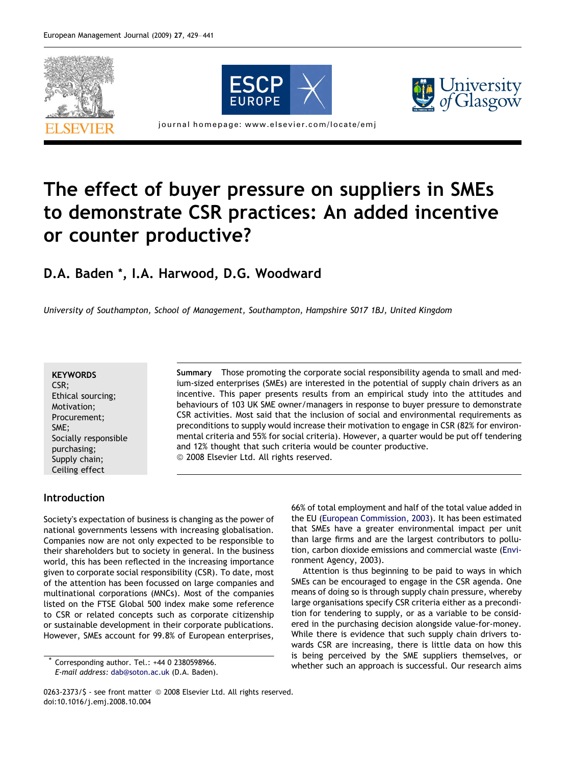# The effect of buyer pressure on suppliers in SMEs to demonstrate CSR practices: An added incentive or counter productive?

**D.A. Baden \*, I.A. Harwood, D.G. Woodward**

*University of Southampton, School of Management, Southampton, Hampshire S017 1BJ, United Kingdom*

**KEYWORDS**
CSR;
Ethical sourcing;
Motivation;
Procurement;
SME;
Socially responsible purchasing;
Supply chain;
Ceiling effect

**Summary** Those promoting the corporate social responsibility agenda to small and medium-sized enterprises (SMEs) are interested in the potential of supply chain drivers as an incentive. This paper presents results from an empirical study into the attitudes and behaviours of 103 UK SME owner/managers in response to buyer pressure to demonstrate CSR activities. Most said that the inclusion of social and environmental requirements as preconditions to supply would increase their motivation to engage in CSR (82% for environmental criteria and 55% for social criteria). However, a quarter would be put off tendering and 12% thought that such criteria would be counter productive.
© 2008 Elsevier Ltd. All rights reserved.

## Introduction

Society's expectation of business is changing as the power of national governments lessens with increasing globalisation. Companies now are not only expected to be responsible to their shareholders but to society in general. In the business world, this has been reflected in the increasing importance given to corporate social responsibility (CSR). To date, most of the attention has been focussed on large companies and multinational corporations (MNCs). Most of the companies listed on the FTSE Global 500 index make some reference to CSR or related concepts such as corporate citizenship or sustainable development in their corporate publications. However, SMEs account for 99.8% of European enterprises, 66% of total employment and half of the total value added in the EU (European Commission, 2003). It has been estimated that SMEs have a greater environmental impact per unit than large firms and are the largest contributors to pollution, carbon dioxide emissions and commercial waste (Environment Agency, 2003).

Attention is thus beginning to be paid to ways in which SMEs can be encouraged to engage in the CSR agenda. One means of doing so is through supply chain pressure, whereby large organisations specify CSR criteria either as a precondition for tendering to supply, or as a variable to be considered in the purchasing decision alongside value-for-money. While there is evidence that such supply chain drivers towards CSR are increasing, there is little data on how this is being perceived by the SME suppliers themselves, or whether such an approach is successful. Our research aims

\* Corresponding author. Tel.: +44 0 2380598966.
*E-mail address:* dab@soton.ac.uk (D.A. Baden).

0263-2373/$ - see front matter © 2008 Elsevier Ltd. All rights reserved.
doi:10.1016/j.emj.2008.10.004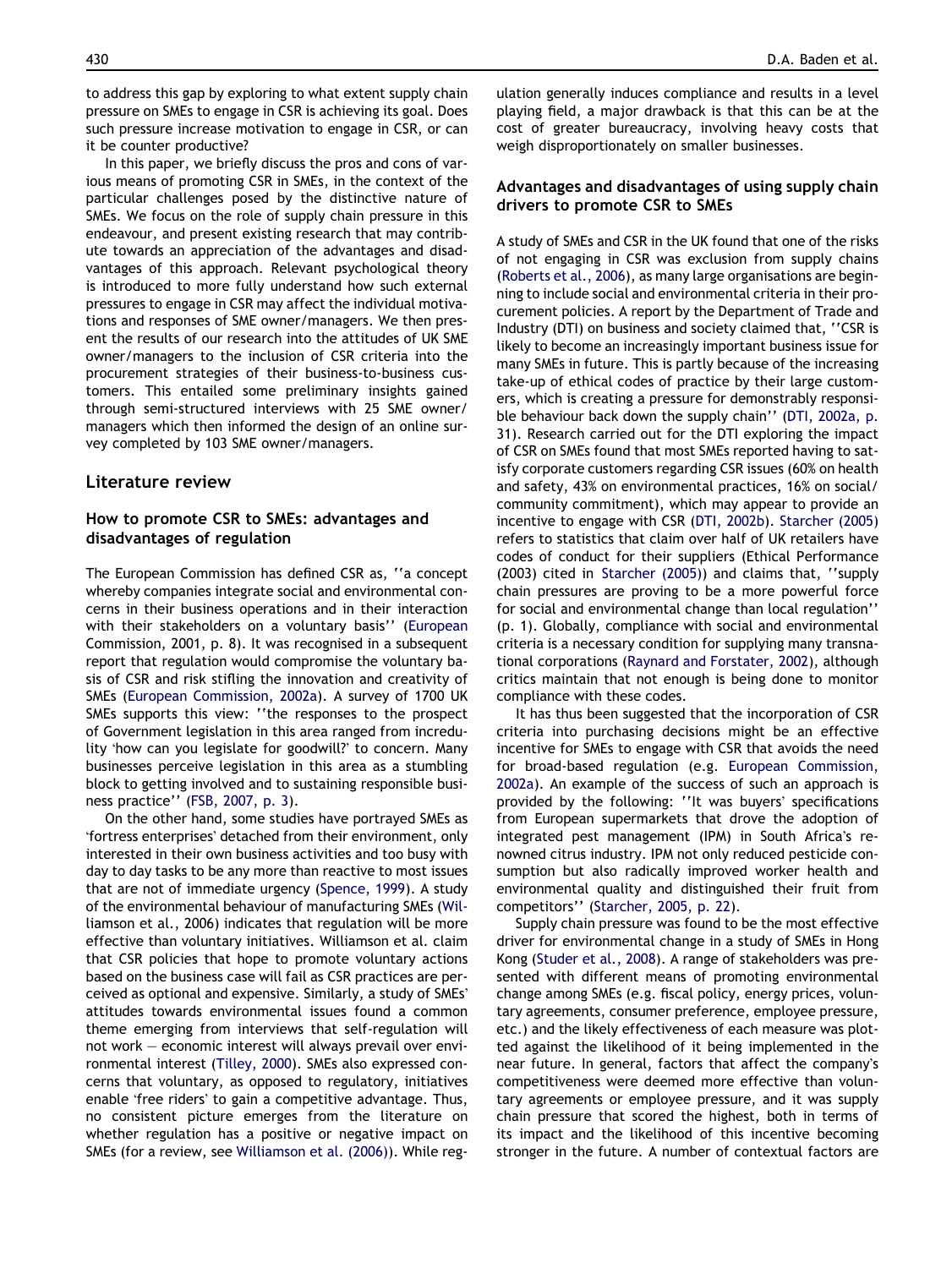to address this gap by exploring to what extent supply chain pressure on SMEs to engage in CSR is achieving its goal. Does such pressure increase motivation to engage in CSR, or can it be counter productive?

In this paper, we briefly discuss the pros and cons of various means of promoting CSR in SMEs, in the context of the particular challenges posed by the distinctive nature of SMEs. We focus on the role of supply chain pressure in this endeavour, and present existing research that may contribute towards an appreciation of the advantages and disadvantages of this approach. Relevant psychological theory is introduced to more fully understand how such external pressures to engage in CSR may affect the individual motivations and responses of SME owner/managers. We then present the results of our research into the attitudes of UK SME owner/managers to the inclusion of CSR criteria into the procurement strategies of their business-to-business customers. This entailed some preliminary insights gained through semi-structured interviews with 25 SME owner/managers which then informed the design of an online survey completed by 103 SME owner/managers.

## Literature review

### How to promote CSR to SMEs: advantages and disadvantages of regulation

The European Commission has defined CSR as, ''a concept whereby companies integrate social and environmental concerns in their business operations and in their interaction with their stakeholders on a voluntary basis'' (European Commission, 2001, p. 8). It was recognised in a subsequent report that regulation would compromise the voluntary basis of CSR and risk stifling the innovation and creativity of SMEs (European Commission, 2002a). A survey of 1700 UK SMEs supports this view: ''the responses to the prospect of Government legislation in this area ranged from incredulity 'how can you legislate for goodwill?' to concern. Many businesses perceive legislation in this area as a stumbling block to getting involved and to sustaining responsible business practice'' (FSB, 2007, p. 3).

On the other hand, some studies have portrayed SMEs as 'fortress enterprises' detached from their environment, only interested in their own business activities and too busy with day to day tasks to be any more than reactive to most issues that are not of immediate urgency (Spence, 1999). A study of the environmental behaviour of manufacturing SMEs (Williamson et al., 2006) indicates that regulation will be more effective than voluntary initiatives. Williamson et al. claim that CSR policies that hope to promote voluntary actions based on the business case will fail as CSR practices are perceived as optional and expensive. Similarly, a study of SMEs' attitudes towards environmental issues found a common theme emerging from interviews that self-regulation will not work — economic interest will always prevail over environmental interest (Tilley, 2000). SMEs also expressed concerns that voluntary, as opposed to regulatory, initiatives enable 'free riders' to gain a competitive advantage. Thus, no consistent picture emerges from the literature on whether regulation has a positive or negative impact on SMEs (for a review, see Williamson et al. (2006)). While regulation generally induces compliance and results in a level playing field, a major drawback is that this can be at the cost of greater bureaucracy, involving heavy costs that weigh disproportionately on smaller businesses.

### Advantages and disadvantages of using supply chain drivers to promote CSR to SMEs

A study of SMEs and CSR in the UK found that one of the risks of not engaging in CSR was exclusion from supply chains (Roberts et al., 2006), as many large organisations are beginning to include social and environmental criteria in their procurement policies. A report by the Department of Trade and Industry (DTI) on business and society claimed that, ''CSR is likely to become an increasingly important business issue for many SMEs in future. This is partly because of the increasing take-up of ethical codes of practice by their large customers, which is creating a pressure for demonstrably responsible behaviour back down the supply chain'' (DTI, 2002a, p. 31). Research carried out for the DTI exploring the impact of CSR on SMEs found that most SMEs reported having to satisfy corporate customers regarding CSR issues (60% on health and safety, 43% on environmental practices, 16% on social/community commitment), which may appear to provide an incentive to engage with CSR (DTI, 2002b). Starcher (2005) refers to statistics that claim over half of UK retailers have codes of conduct for their suppliers (Ethical Performance (2003) cited in Starcher (2005)) and claims that, ''supply chain pressures are proving to be a more powerful force for social and environmental change than local regulation'' (p. 1). Globally, compliance with social and environmental criteria is a necessary condition for supplying many transnational corporations (Raynard and Forstater, 2002), although critics maintain that not enough is being done to monitor compliance with these codes.

It has thus been suggested that the incorporation of CSR criteria into purchasing decisions might be an effective incentive for SMEs to engage with CSR that avoids the need for broad-based regulation (e.g. European Commission, 2002a). An example of the success of such an approach is provided by the following: ''It was buyers' specifications from European supermarkets that drove the adoption of integrated pest management (IPM) in South Africa's renowned citrus industry. IPM not only reduced pesticide consumption but also radically improved worker health and environmental quality and distinguished their fruit from competitors'' (Starcher, 2005, p. 22).

Supply chain pressure was found to be the most effective driver for environmental change in a study of SMEs in Hong Kong (Studer et al., 2008). A range of stakeholders was presented with different means of promoting environmental change among SMEs (e.g. fiscal policy, energy prices, voluntary agreements, consumer preference, employee pressure, etc.) and the likely effectiveness of each measure was plotted against the likelihood of it being implemented in the near future. In general, factors that affect the company's competitiveness were deemed more effective than voluntary agreements or employee pressure, and it was supply chain pressure that scored the highest, both in terms of its impact and the likelihood of this incentive becoming stronger in the future. A number of contextual factors are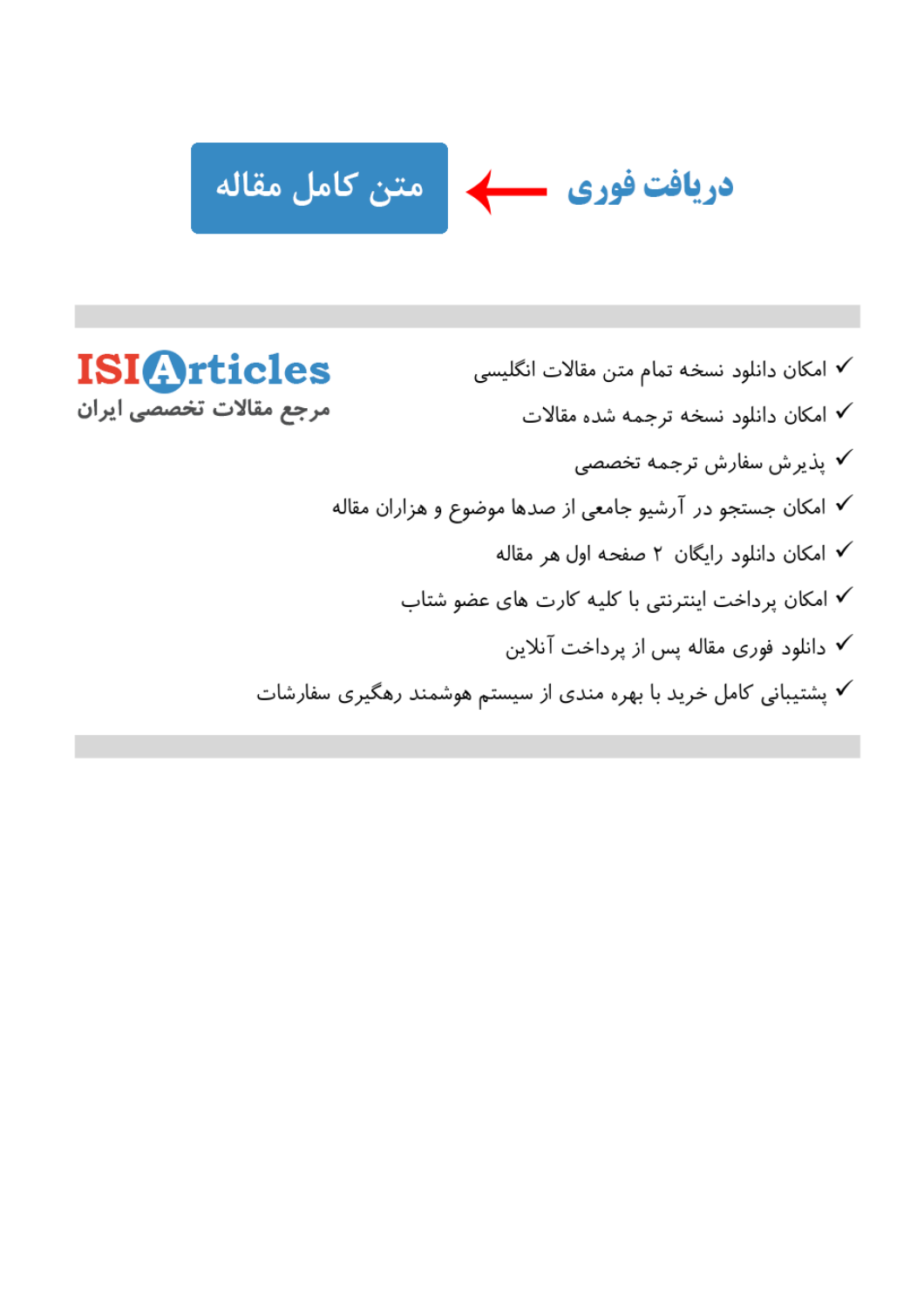دریافت فوری ← متن کامل مقاله

**ISIArticles**
مرجع مقالات تخصصی ایران

- ✓ امکان دانلود نسخه تمام متن مقالات انگلیسی
- ✓ امکان دانلود نسخه ترجمه شده مقالات
- ✓ پذیرش سفارش ترجمه تخصصی
- ✓ امکان جستجو در آرشیو جامعی از صدها موضوع و هزاران مقاله
- ✓ امکان دانلود رایگان ۲ صفحه اول هر مقاله
- ✓ امکان پرداخت اینترنتی با کلیه کارت های عضو شتاب
- ✓ دانلود فوری مقاله پس از پرداخت آنلاین
- ✓ پشتیبانی کامل خرید با بهره مندی از سیستم هوشمند رهگیری سفارشات